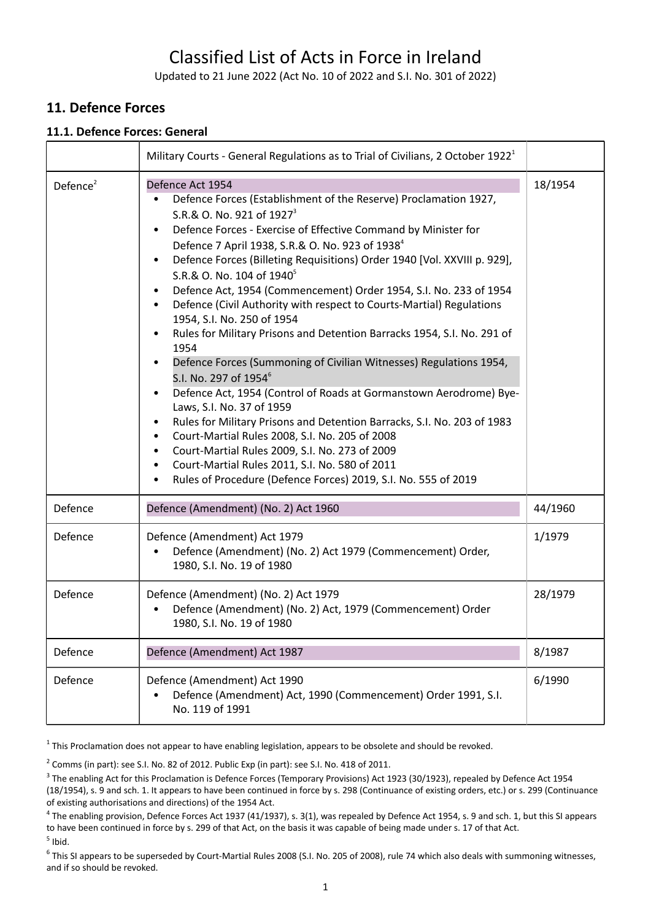# Classified List of Acts in Force in Ireland

Updated to 21 June 2022 (Act No. 10 of 2022 and S.I. No. 301 of 2022)

## 11. Defence Forces

### 11.1. Defence Forces: General

| | | |
|---|---|---|
| | Military Courts - General Regulations as to Trial of Civilians, 2 October 1922[1] | |
| Defence[2] | Defence Act 1954<br>• Defence Forces (Establishment of the Reserve) Proclamation 1927, S.R.& O. No. 921 of 1927[3]<br>• Defence Forces - Exercise of Effective Command by Minister for Defence 7 April 1938, S.R.& O. No. 923 of 1938[4]<br>• Defence Forces (Billeting Requisitions) Order 1940 [Vol. XXVIII p. 929], S.R.& O. No. 104 of 1940[5]<br>• Defence Act, 1954 (Commencement) Order 1954, S.I. No. 233 of 1954<br>• Defence (Civil Authority with respect to Courts-Martial) Regulations 1954, S.I. No. 250 of 1954<br>• Rules for Military Prisons and Detention Barracks 1954, S.I. No. 291 of 1954<br>• Defence Forces (Summoning of Civilian Witnesses) Regulations 1954, S.I. No. 297 of 1954[6]<br>• Defence Act, 1954 (Control of Roads at Gormanstown Aerodrome) Bye-Laws, S.I. No. 37 of 1959<br>• Rules for Military Prisons and Detention Barracks, S.I. No. 203 of 1983<br>• Court-Martial Rules 2008, S.I. No. 205 of 2008<br>• Court-Martial Rules 2009, S.I. No. 273 of 2009<br>• Court-Martial Rules 2011, S.I. No. 580 of 2011<br>• Rules of Procedure (Defence Forces) 2019, S.I. No. 555 of 2019 | 18/1954 |
| Defence | Defence (Amendment) (No. 2) Act 1960 | 44/1960 |
| Defence | Defence (Amendment) Act 1979<br>• Defence (Amendment) (No. 2) Act 1979 (Commencement) Order, 1980, S.I. No. 19 of 1980 | 1/1979 |
| Defence | Defence (Amendment) (No. 2) Act 1979<br>• Defence (Amendment) (No. 2) Act, 1979 (Commencement) Order 1980, S.I. No. 19 of 1980 | 28/1979 |
| Defence | Defence (Amendment) Act 1987 | 8/1987 |
| Defence | Defence (Amendment) Act 1990<br>• Defence (Amendment) Act, 1990 (Commencement) Order 1991, S.I. No. 119 of 1991 | 6/1990 |

[1] This Proclamation does not appear to have enabling legislation, appears to be obsolete and should be revoked.

[2] Comms (in part): see S.I. No. 82 of 2012. Public Exp (in part): see S.I. No. 418 of 2011.

[3] The enabling Act for this Proclamation is Defence Forces (Temporary Provisions) Act 1923 (30/1923), repealed by Defence Act 1954 (18/1954), s. 9 and sch. 1. It appears to have been continued in force by s. 298 (Continuance of existing orders, etc.) or s. 299 (Continuance of existing authorisations and directions) of the 1954 Act.

[4] The enabling provision, Defence Forces Act 1937 (41/1937), s. 3(1), was repealed by Defence Act 1954, s. 9 and sch. 1, but this SI appears to have been continued in force by s. 299 of that Act, on the basis it was capable of being made under s. 17 of that Act.

[5] Ibid.

[6] This SI appears to be superseded by Court-Martial Rules 2008 (S.I. No. 205 of 2008), rule 74 which also deals with summoning witnesses, and if so should be revoked.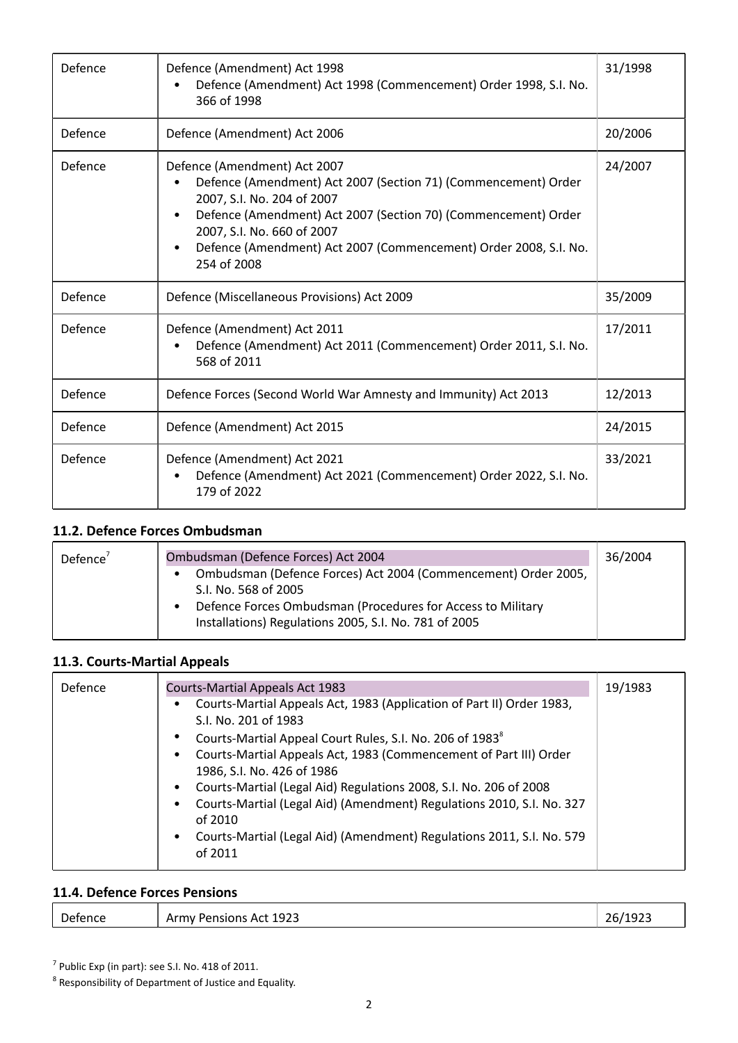| Defence | Defence (Amendment) Act 1998<br>• Defence (Amendment) Act 1998 (Commencement) Order 1998, S.I. No. 366 of 1998 | 31/1998 |
|---|---|---|
| Defence | Defence (Amendment) Act 2006 | 20/2006 |
| Defence | Defence (Amendment) Act 2007<br>• Defence (Amendment) Act 2007 (Section 71) (Commencement) Order 2007, S.I. No. 204 of 2007<br>• Defence (Amendment) Act 2007 (Section 70) (Commencement) Order 2007, S.I. No. 660 of 2007<br>• Defence (Amendment) Act 2007 (Commencement) Order 2008, S.I. No. 254 of 2008 | 24/2007 |
| Defence | Defence (Miscellaneous Provisions) Act 2009 | 35/2009 |
| Defence | Defence (Amendment) Act 2011<br>• Defence (Amendment) Act 2011 (Commencement) Order 2011, S.I. No. 568 of 2011 | 17/2011 |
| Defence | Defence Forces (Second World War Amnesty and Immunity) Act 2013 | 12/2013 |
| Defence | Defence (Amendment) Act 2015 | 24/2015 |
| Defence | Defence (Amendment) Act 2021<br>• Defence (Amendment) Act 2021 (Commencement) Order 2022, S.I. No. 179 of 2022 | 33/2021 |

### 11.2. Defence Forces Ombudsman

| Defence[7] | Ombudsman (Defence Forces) Act 2004<br>• Ombudsman (Defence Forces) Act 2004 (Commencement) Order 2005, S.I. No. 568 of 2005<br>• Defence Forces Ombudsman (Procedures for Access to Military Installations) Regulations 2005, S.I. No. 781 of 2005 | 36/2004 |
|---|---|---|

### 11.3. Courts-Martial Appeals

| Defence | Courts-Martial Appeals Act 1983<br>• Courts-Martial Appeals Act, 1983 (Application of Part II) Order 1983, S.I. No. 201 of 1983<br>• Courts-Martial Appeal Court Rules, S.I. No. 206 of 1983[8]<br>• Courts-Martial Appeals Act, 1983 (Commencement of Part III) Order 1986, S.I. No. 426 of 1986<br>• Courts-Martial (Legal Aid) Regulations 2008, S.I. No. 206 of 2008<br>• Courts-Martial (Legal Aid) (Amendment) Regulations 2010, S.I. No. 327 of 2010<br>• Courts-Martial (Legal Aid) (Amendment) Regulations 2011, S.I. No. 579 of 2011 | 19/1983 |
|---|---|---|

### 11.4. Defence Forces Pensions

| Defence | Army Pensions Act 1923 | 26/1923 |
|---|---|---|

[7] Public Exp (in part): see S.I. No. 418 of 2011.

[8] Responsibility of Department of Justice and Equality.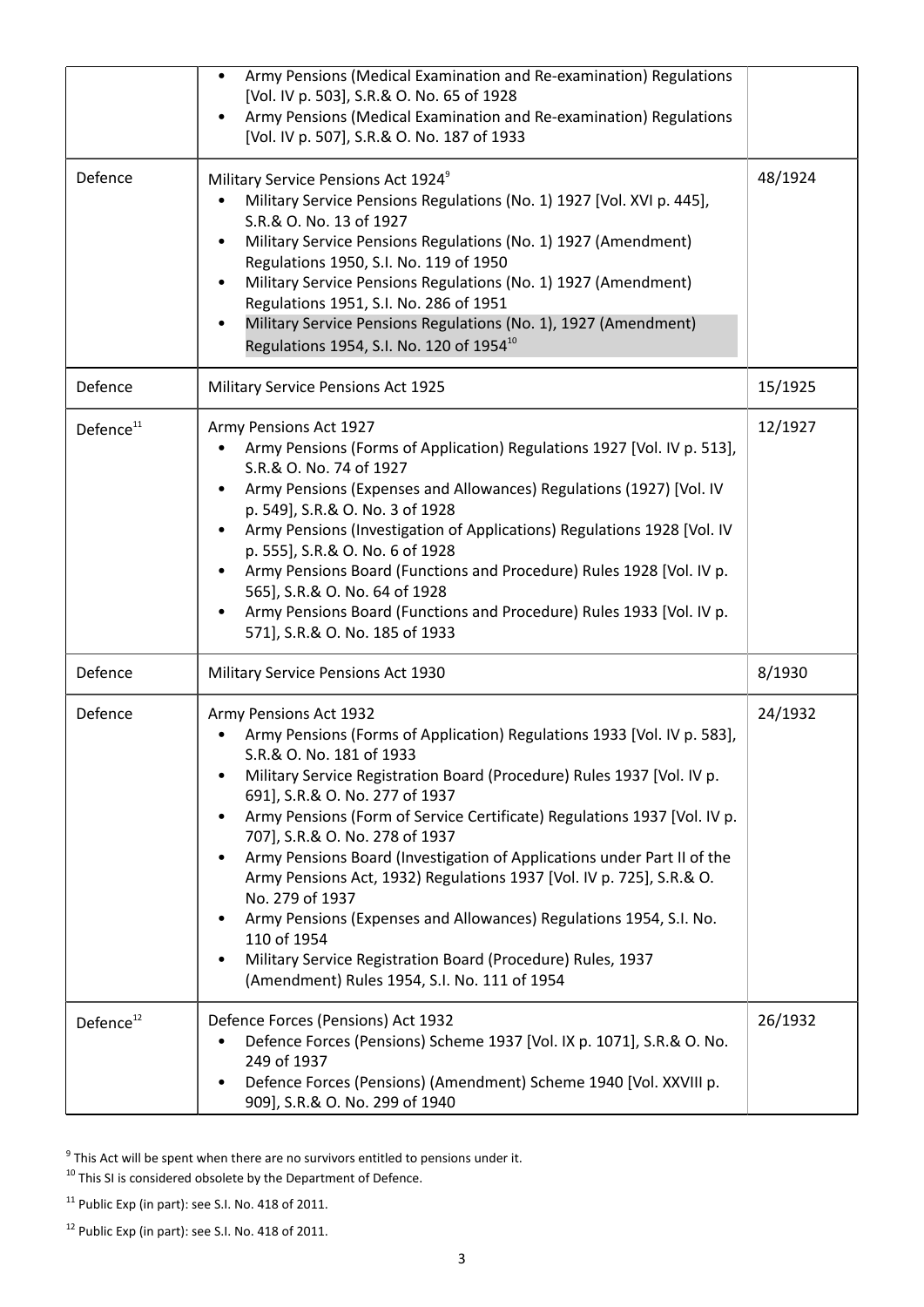| | | |
|---|---|---|
| | • Army Pensions (Medical Examination and Re-examination) Regulations [Vol. IV p. 503], S.R.& O. No. 65 of 1928<br>• Army Pensions (Medical Examination and Re-examination) Regulations [Vol. IV p. 507], S.R.& O. No. 187 of 1933 | |
| Defence | Military Service Pensions Act 1924[9]<br>• Military Service Pensions Regulations (No. 1) 1927 [Vol. XVI p. 445], S.R.& O. No. 13 of 1927<br>• Military Service Pensions Regulations (No. 1) 1927 (Amendment) Regulations 1950, S.I. No. 119 of 1950<br>• Military Service Pensions Regulations (No. 1) 1927 (Amendment) Regulations 1951, S.I. No. 286 of 1951<br>• Military Service Pensions Regulations (No. 1), 1927 (Amendment) Regulations 1954, S.I. No. 120 of 1954[10] | 48/1924 |
| Defence | Military Service Pensions Act 1925 | 15/1925 |
| Defence[11] | Army Pensions Act 1927<br>• Army Pensions (Forms of Application) Regulations 1927 [Vol. IV p. 513], S.R.& O. No. 74 of 1927<br>• Army Pensions (Expenses and Allowances) Regulations (1927) [Vol. IV p. 549], S.R.& O. No. 3 of 1928<br>• Army Pensions (Investigation of Applications) Regulations 1928 [Vol. IV p. 555], S.R.& O. No. 6 of 1928<br>• Army Pensions Board (Functions and Procedure) Rules 1928 [Vol. IV p. 565], S.R.& O. No. 64 of 1928<br>• Army Pensions Board (Functions and Procedure) Rules 1933 [Vol. IV p. 571], S.R.& O. No. 185 of 1933 | 12/1927 |
| Defence | Military Service Pensions Act 1930 | 8/1930 |
| Defence | Army Pensions Act 1932<br>• Army Pensions (Forms of Application) Regulations 1933 [Vol. IV p. 583], S.R.& O. No. 181 of 1933<br>• Military Service Registration Board (Procedure) Rules 1937 [Vol. IV p. 691], S.R.& O. No. 277 of 1937<br>• Army Pensions (Form of Service Certificate) Regulations 1937 [Vol. IV p. 707], S.R.& O. No. 278 of 1937<br>• Army Pensions Board (Investigation of Applications under Part II of the Army Pensions Act, 1932) Regulations 1937 [Vol. IV p. 725], S.R.& O. No. 279 of 1937<br>• Army Pensions (Expenses and Allowances) Regulations 1954, S.I. No. 110 of 1954<br>• Military Service Registration Board (Procedure) Rules, 1937 (Amendment) Rules 1954, S.I. No. 111 of 1954 | 24/1932 |
| Defence[12] | Defence Forces (Pensions) Act 1932<br>• Defence Forces (Pensions) Scheme 1937 [Vol. IX p. 1071], S.R.& O. No. 249 of 1937<br>• Defence Forces (Pensions) (Amendment) Scheme 1940 [Vol. XXVIII p. 909], S.R.& O. No. 299 of 1940 | 26/1932 |

[9] This Act will be spent when there are no survivors entitled to pensions under it.

[10] This SI is considered obsolete by the Department of Defence.

[11] Public Exp (in part): see S.I. No. 418 of 2011.

[12] Public Exp (in part): see S.I. No. 418 of 2011.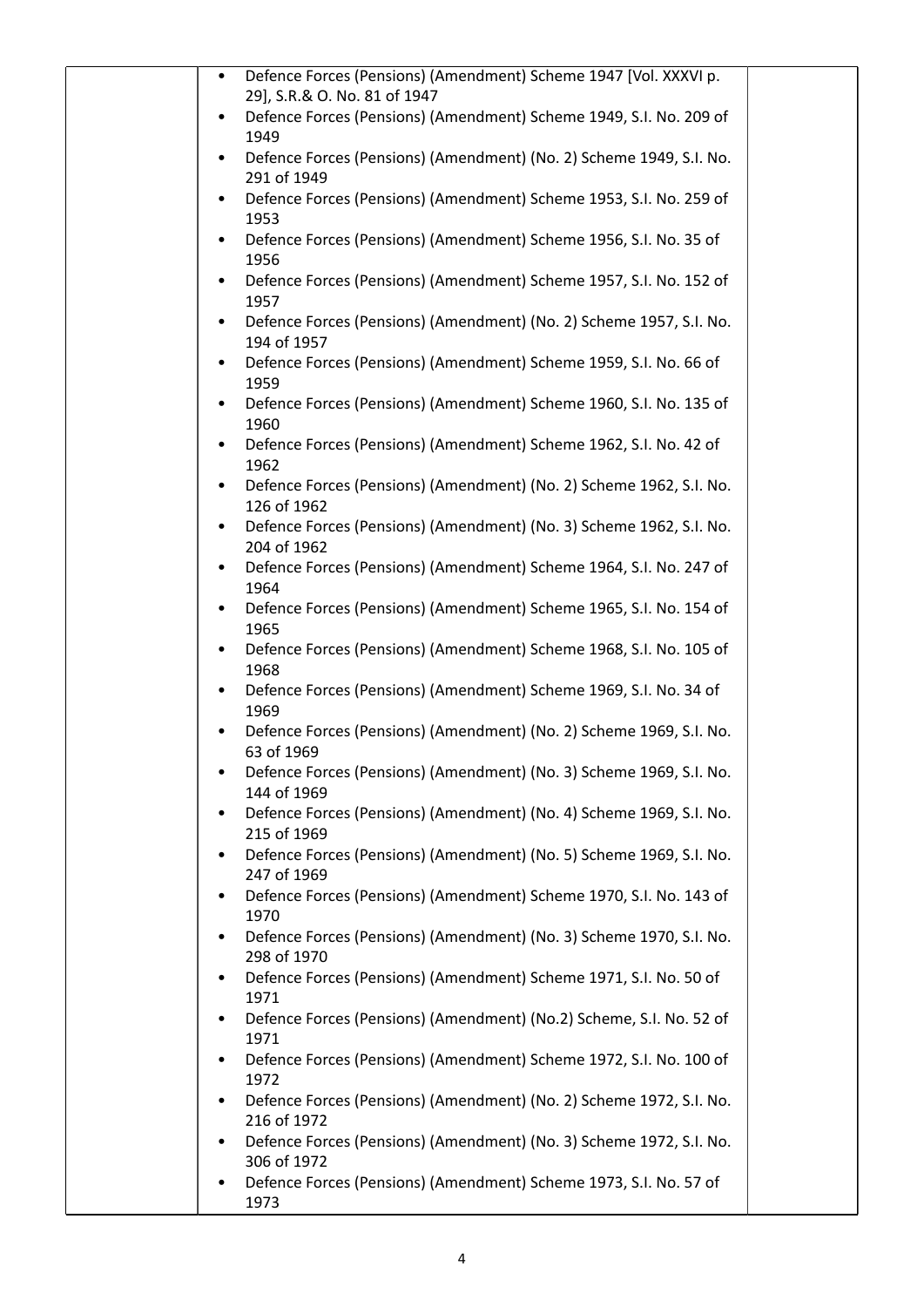| | | |
|---|---|---|
| | • Defence Forces (Pensions) (Amendment) Scheme 1947 [Vol. XXXVI p. 29], S.R.& O. No. 81 of 1947<br>• Defence Forces (Pensions) (Amendment) Scheme 1949, S.I. No. 209 of 1949<br>• Defence Forces (Pensions) (Amendment) (No. 2) Scheme 1949, S.I. No. 291 of 1949<br>• Defence Forces (Pensions) (Amendment) Scheme 1953, S.I. No. 259 of 1953<br>• Defence Forces (Pensions) (Amendment) Scheme 1956, S.I. No. 35 of 1956<br>• Defence Forces (Pensions) (Amendment) Scheme 1957, S.I. No. 152 of 1957<br>• Defence Forces (Pensions) (Amendment) (No. 2) Scheme 1957, S.I. No. 194 of 1957<br>• Defence Forces (Pensions) (Amendment) Scheme 1959, S.I. No. 66 of 1959<br>• Defence Forces (Pensions) (Amendment) Scheme 1960, S.I. No. 135 of 1960<br>• Defence Forces (Pensions) (Amendment) Scheme 1962, S.I. No. 42 of 1962<br>• Defence Forces (Pensions) (Amendment) (No. 2) Scheme 1962, S.I. No. 126 of 1962<br>• Defence Forces (Pensions) (Amendment) (No. 3) Scheme 1962, S.I. No. 204 of 1962<br>• Defence Forces (Pensions) (Amendment) Scheme 1964, S.I. No. 247 of 1964<br>• Defence Forces (Pensions) (Amendment) Scheme 1965, S.I. No. 154 of 1965<br>• Defence Forces (Pensions) (Amendment) Scheme 1968, S.I. No. 105 of 1968<br>• Defence Forces (Pensions) (Amendment) Scheme 1969, S.I. No. 34 of 1969<br>• Defence Forces (Pensions) (Amendment) (No. 2) Scheme 1969, S.I. No. 63 of 1969<br>• Defence Forces (Pensions) (Amendment) (No. 3) Scheme 1969, S.I. No. 144 of 1969<br>• Defence Forces (Pensions) (Amendment) (No. 4) Scheme 1969, S.I. No. 215 of 1969<br>• Defence Forces (Pensions) (Amendment) (No. 5) Scheme 1969, S.I. No. 247 of 1969<br>• Defence Forces (Pensions) (Amendment) Scheme 1970, S.I. No. 143 of 1970<br>• Defence Forces (Pensions) (Amendment) (No. 3) Scheme 1970, S.I. No. 298 of 1970<br>• Defence Forces (Pensions) (Amendment) Scheme 1971, S.I. No. 50 of 1971<br>• Defence Forces (Pensions) (Amendment) (No.2) Scheme, S.I. No. 52 of 1971<br>• Defence Forces (Pensions) (Amendment) Scheme 1972, S.I. No. 100 of 1972<br>• Defence Forces (Pensions) (Amendment) (No. 2) Scheme 1972, S.I. No. 216 of 1972<br>• Defence Forces (Pensions) (Amendment) (No. 3) Scheme 1972, S.I. No. 306 of 1972<br>• Defence Forces (Pensions) (Amendment) Scheme 1973, S.I. No. 57 of 1973 | |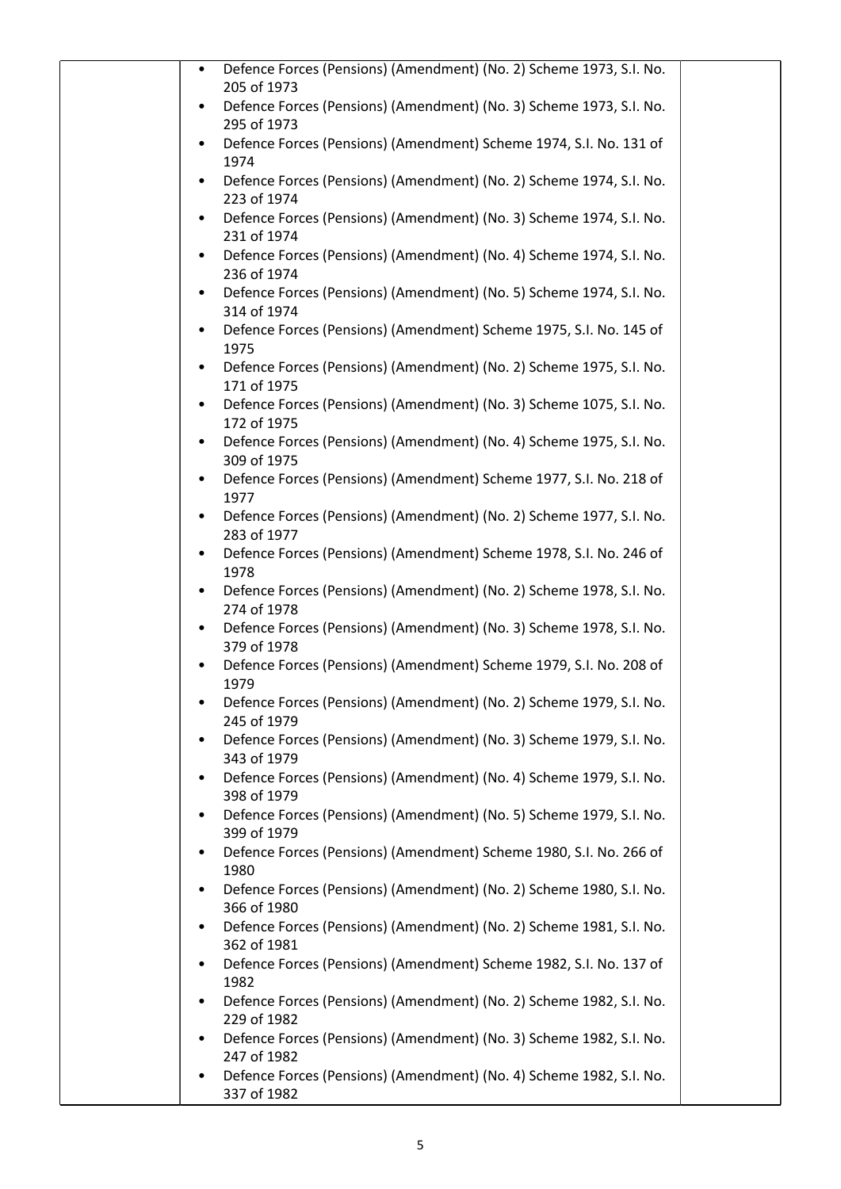|  | <ul><li>Defence Forces (Pensions) (Amendment) (No. 2) Scheme 1973, S.I. No. 205 of 1973</li><li>Defence Forces (Pensions) (Amendment) (No. 3) Scheme 1973, S.I. No. 295 of 1973</li><li>Defence Forces (Pensions) (Amendment) Scheme 1974, S.I. No. 131 of 1974</li><li>Defence Forces (Pensions) (Amendment) (No. 2) Scheme 1974, S.I. No. 223 of 1974</li><li>Defence Forces (Pensions) (Amendment) (No. 3) Scheme 1974, S.I. No. 231 of 1974</li><li>Defence Forces (Pensions) (Amendment) (No. 4) Scheme 1974, S.I. No. 236 of 1974</li><li>Defence Forces (Pensions) (Amendment) (No. 5) Scheme 1974, S.I. No. 314 of 1974</li><li>Defence Forces (Pensions) (Amendment) Scheme 1975, S.I. No. 145 of 1975</li><li>Defence Forces (Pensions) (Amendment) (No. 2) Scheme 1975, S.I. No. 171 of 1975</li><li>Defence Forces (Pensions) (Amendment) (No. 3) Scheme 1075, S.I. No. 172 of 1975</li><li>Defence Forces (Pensions) (Amendment) (No. 4) Scheme 1975, S.I. No. 309 of 1975</li><li>Defence Forces (Pensions) (Amendment) Scheme 1977, S.I. No. 218 of 1977</li><li>Defence Forces (Pensions) (Amendment) (No. 2) Scheme 1977, S.I. No. 283 of 1977</li><li>Defence Forces (Pensions) (Amendment) Scheme 1978, S.I. No. 246 of 1978</li><li>Defence Forces (Pensions) (Amendment) (No. 2) Scheme 1978, S.I. No. 274 of 1978</li><li>Defence Forces (Pensions) (Amendment) (No. 3) Scheme 1978, S.I. No. 379 of 1978</li><li>Defence Forces (Pensions) (Amendment) Scheme 1979, S.I. No. 208 of 1979</li><li>Defence Forces (Pensions) (Amendment) (No. 2) Scheme 1979, S.I. No. 245 of 1979</li><li>Defence Forces (Pensions) (Amendment) (No. 3) Scheme 1979, S.I. No. 343 of 1979</li><li>Defence Forces (Pensions) (Amendment) (No. 4) Scheme 1979, S.I. No. 398 of 1979</li><li>Defence Forces (Pensions) (Amendment) (No. 5) Scheme 1979, S.I. No. 399 of 1979</li><li>Defence Forces (Pensions) (Amendment) Scheme 1980, S.I. No. 266 of 1980</li><li>Defence Forces (Pensions) (Amendment) (No. 2) Scheme 1980, S.I. No. 366 of 1980</li><li>Defence Forces (Pensions) (Amendment) (No. 2) Scheme 1981, S.I. No. 362 of 1981</li><li>Defence Forces (Pensions) (Amendment) Scheme 1982, S.I. No. 137 of 1982</li><li>Defence Forces (Pensions) (Amendment) (No. 2) Scheme 1982, S.I. No. 229 of 1982</li><li>Defence Forces (Pensions) (Amendment) (No. 3) Scheme 1982, S.I. No. 247 of 1982</li><li>Defence Forces (Pensions) (Amendment) (No. 4) Scheme 1982, S.I. No. 337 of 1982</li></ul> |  |
|---|---|---|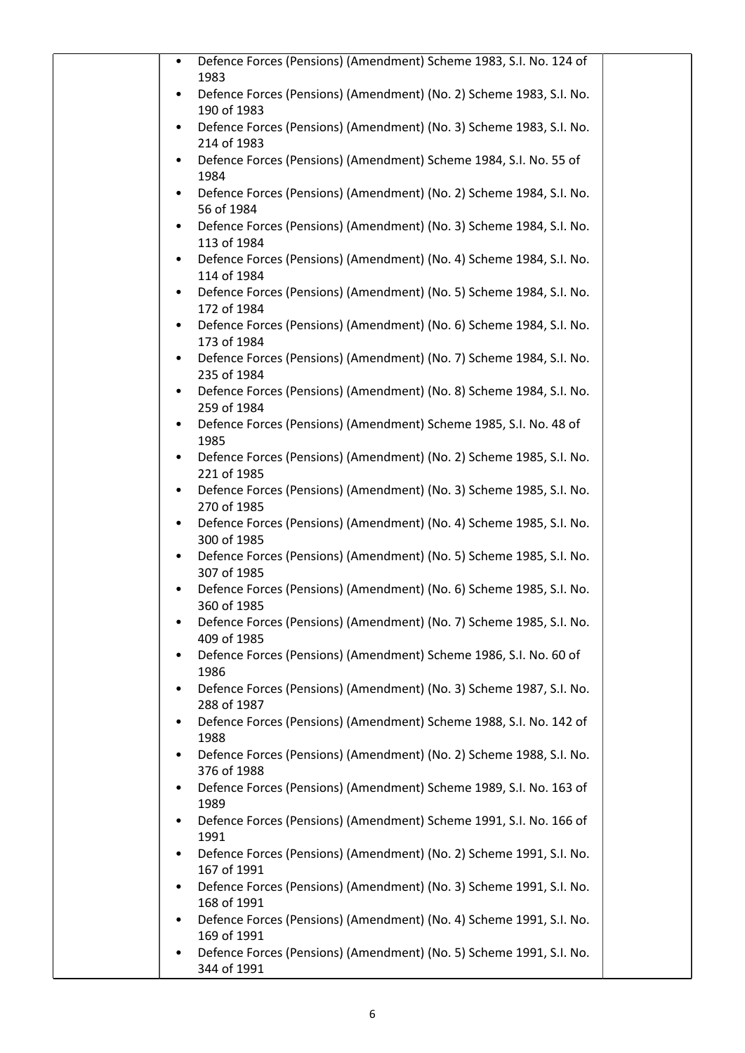| | | |
|---|---|---|
| | • Defence Forces (Pensions) (Amendment) Scheme 1983, S.I. No. 124 of 1983<br>• Defence Forces (Pensions) (Amendment) (No. 2) Scheme 1983, S.I. No. 190 of 1983<br>• Defence Forces (Pensions) (Amendment) (No. 3) Scheme 1983, S.I. No. 214 of 1983<br>• Defence Forces (Pensions) (Amendment) Scheme 1984, S.I. No. 55 of 1984<br>• Defence Forces (Pensions) (Amendment) (No. 2) Scheme 1984, S.I. No. 56 of 1984<br>• Defence Forces (Pensions) (Amendment) (No. 3) Scheme 1984, S.I. No. 113 of 1984<br>• Defence Forces (Pensions) (Amendment) (No. 4) Scheme 1984, S.I. No. 114 of 1984<br>• Defence Forces (Pensions) (Amendment) (No. 5) Scheme 1984, S.I. No. 172 of 1984<br>• Defence Forces (Pensions) (Amendment) (No. 6) Scheme 1984, S.I. No. 173 of 1984<br>• Defence Forces (Pensions) (Amendment) (No. 7) Scheme 1984, S.I. No. 235 of 1984<br>• Defence Forces (Pensions) (Amendment) (No. 8) Scheme 1984, S.I. No. 259 of 1984<br>• Defence Forces (Pensions) (Amendment) Scheme 1985, S.I. No. 48 of 1985<br>• Defence Forces (Pensions) (Amendment) (No. 2) Scheme 1985, S.I. No. 221 of 1985<br>• Defence Forces (Pensions) (Amendment) (No. 3) Scheme 1985, S.I. No. 270 of 1985<br>• Defence Forces (Pensions) (Amendment) (No. 4) Scheme 1985, S.I. No. 300 of 1985<br>• Defence Forces (Pensions) (Amendment) (No. 5) Scheme 1985, S.I. No. 307 of 1985<br>• Defence Forces (Pensions) (Amendment) (No. 6) Scheme 1985, S.I. No. 360 of 1985<br>• Defence Forces (Pensions) (Amendment) (No. 7) Scheme 1985, S.I. No. 409 of 1985<br>• Defence Forces (Pensions) (Amendment) Scheme 1986, S.I. No. 60 of 1986<br>• Defence Forces (Pensions) (Amendment) (No. 3) Scheme 1987, S.I. No. 288 of 1987<br>• Defence Forces (Pensions) (Amendment) Scheme 1988, S.I. No. 142 of 1988<br>• Defence Forces (Pensions) (Amendment) (No. 2) Scheme 1988, S.I. No. 376 of 1988<br>• Defence Forces (Pensions) (Amendment) Scheme 1989, S.I. No. 163 of 1989<br>• Defence Forces (Pensions) (Amendment) Scheme 1991, S.I. No. 166 of 1991<br>• Defence Forces (Pensions) (Amendment) (No. 2) Scheme 1991, S.I. No. 167 of 1991<br>• Defence Forces (Pensions) (Amendment) (No. 3) Scheme 1991, S.I. No. 168 of 1991<br>• Defence Forces (Pensions) (Amendment) (No. 4) Scheme 1991, S.I. No. 169 of 1991<br>• Defence Forces (Pensions) (Amendment) (No. 5) Scheme 1991, S.I. No. 344 of 1991 | |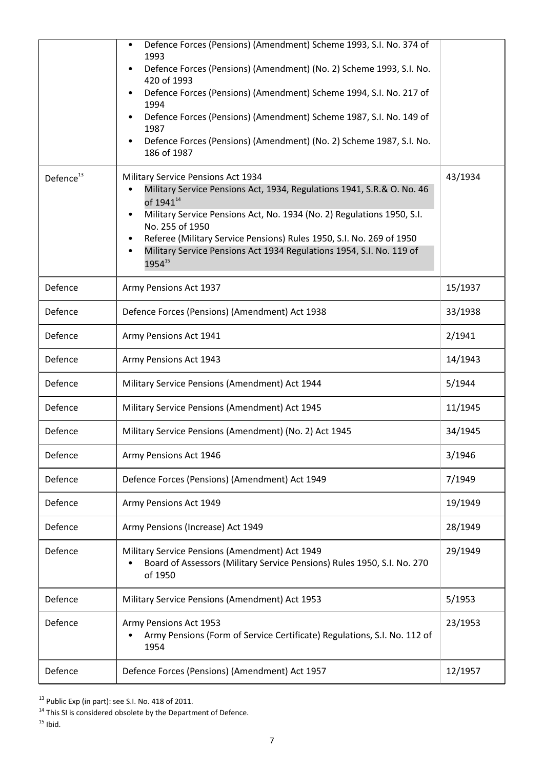| | | |
|---|---|---|
| | • Defence Forces (Pensions) (Amendment) Scheme 1993, S.I. No. 374 of 1993<br>• Defence Forces (Pensions) (Amendment) (No. 2) Scheme 1993, S.I. No. 420 of 1993<br>• Defence Forces (Pensions) (Amendment) Scheme 1994, S.I. No. 217 of 1994<br>• Defence Forces (Pensions) (Amendment) Scheme 1987, S.I. No. 149 of 1987<br>• Defence Forces (Pensions) (Amendment) (No. 2) Scheme 1987, S.I. No. 186 of 1987 | |
| Defence[13] | Military Service Pensions Act 1934<br>• Military Service Pensions Act, 1934, Regulations 1941, S.R.& O. No. 46 of 1941[14]<br>• Military Service Pensions Act, No. 1934 (No. 2) Regulations 1950, S.I. No. 255 of 1950<br>• Referee (Military Service Pensions) Rules 1950, S.I. No. 269 of 1950<br>• Military Service Pensions Act 1934 Regulations 1954, S.I. No. 119 of 1954[15] | 43/1934 |
| Defence | Army Pensions Act 1937 | 15/1937 |
| Defence | Defence Forces (Pensions) (Amendment) Act 1938 | 33/1938 |
| Defence | Army Pensions Act 1941 | 2/1941 |
| Defence | Army Pensions Act 1943 | 14/1943 |
| Defence | Military Service Pensions (Amendment) Act 1944 | 5/1944 |
| Defence | Military Service Pensions (Amendment) Act 1945 | 11/1945 |
| Defence | Military Service Pensions (Amendment) (No. 2) Act 1945 | 34/1945 |
| Defence | Army Pensions Act 1946 | 3/1946 |
| Defence | Defence Forces (Pensions) (Amendment) Act 1949 | 7/1949 |
| Defence | Army Pensions Act 1949 | 19/1949 |
| Defence | Army Pensions (Increase) Act 1949 | 28/1949 |
| Defence | Military Service Pensions (Amendment) Act 1949<br>• Board of Assessors (Military Service Pensions) Rules 1950, S.I. No. 270 of 1950 | 29/1949 |
| Defence | Military Service Pensions (Amendment) Act 1953 | 5/1953 |
| Defence | Army Pensions Act 1953<br>• Army Pensions (Form of Service Certificate) Regulations, S.I. No. 112 of 1954 | 23/1953 |
| Defence | Defence Forces (Pensions) (Amendment) Act 1957 | 12/1957 |

[13] Public Exp (in part): see S.I. No. 418 of 2011.

[14] This SI is considered obsolete by the Department of Defence.

[15] Ibid.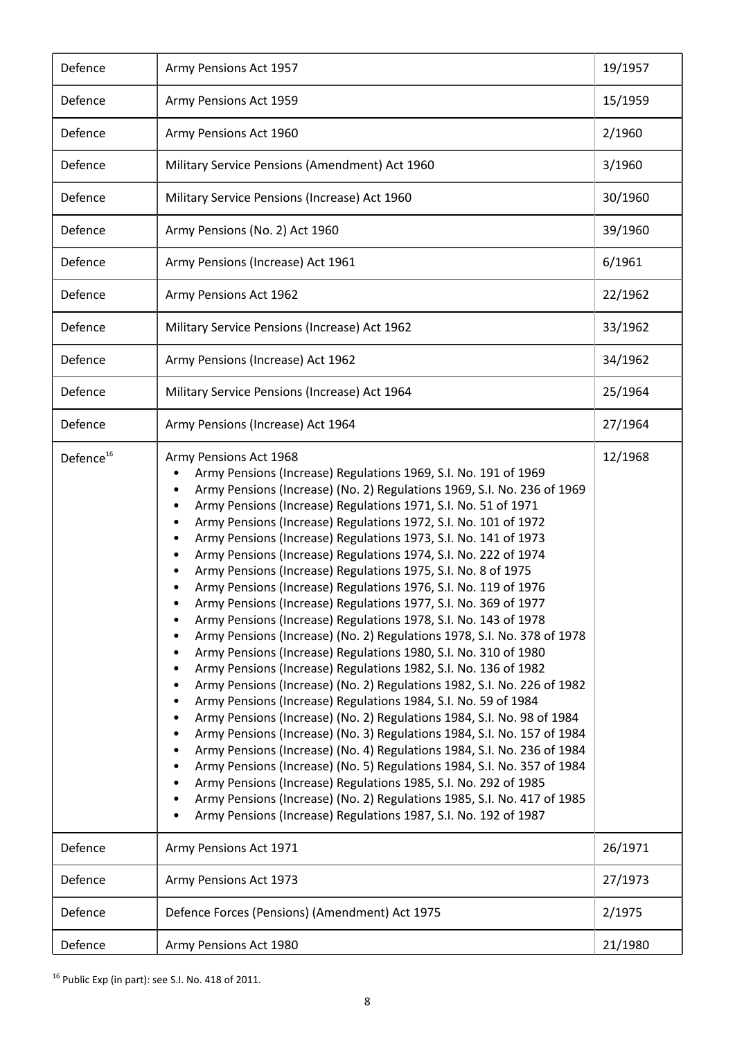| | | |
|---|---|---|
| Defence | Army Pensions Act 1957 | 19/1957 |
| Defence | Army Pensions Act 1959 | 15/1959 |
| Defence | Army Pensions Act 1960 | 2/1960 |
| Defence | Military Service Pensions (Amendment) Act 1960 | 3/1960 |
| Defence | Military Service Pensions (Increase) Act 1960 | 30/1960 |
| Defence | Army Pensions (No. 2) Act 1960 | 39/1960 |
| Defence | Army Pensions (Increase) Act 1961 | 6/1961 |
| Defence | Army Pensions Act 1962 | 22/1962 |
| Defence | Military Service Pensions (Increase) Act 1962 | 33/1962 |
| Defence | Army Pensions (Increase) Act 1962 | 34/1962 |
| Defence | Military Service Pensions (Increase) Act 1964 | 25/1964 |
| Defence | Army Pensions (Increase) Act 1964 | 27/1964 |
| Defence[16] | Army Pensions Act 1968<br>• Army Pensions (Increase) Regulations 1969, S.I. No. 191 of 1969<br>• Army Pensions (Increase) (No. 2) Regulations 1969, S.I. No. 236 of 1969<br>• Army Pensions (Increase) Regulations 1971, S.I. No. 51 of 1971<br>• Army Pensions (Increase) Regulations 1972, S.I. No. 101 of 1972<br>• Army Pensions (Increase) Regulations 1973, S.I. No. 141 of 1973<br>• Army Pensions (Increase) Regulations 1974, S.I. No. 222 of 1974<br>• Army Pensions (Increase) Regulations 1975, S.I. No. 8 of 1975<br>• Army Pensions (Increase) Regulations 1976, S.I. No. 119 of 1976<br>• Army Pensions (Increase) Regulations 1977, S.I. No. 369 of 1977<br>• Army Pensions (Increase) Regulations 1978, S.I. No. 143 of 1978<br>• Army Pensions (Increase) (No. 2) Regulations 1978, S.I. No. 378 of 1978<br>• Army Pensions (Increase) Regulations 1980, S.I. No. 310 of 1980<br>• Army Pensions (Increase) Regulations 1982, S.I. No. 136 of 1982<br>• Army Pensions (Increase) (No. 2) Regulations 1982, S.I. No. 226 of 1982<br>• Army Pensions (Increase) Regulations 1984, S.I. No. 59 of 1984<br>• Army Pensions (Increase) (No. 2) Regulations 1984, S.I. No. 98 of 1984<br>• Army Pensions (Increase) (No. 3) Regulations 1984, S.I. No. 157 of 1984<br>• Army Pensions (Increase) (No. 4) Regulations 1984, S.I. No. 236 of 1984<br>• Army Pensions (Increase) (No. 5) Regulations 1984, S.I. No. 357 of 1984<br>• Army Pensions (Increase) Regulations 1985, S.I. No. 292 of 1985<br>• Army Pensions (Increase) (No. 2) Regulations 1985, S.I. No. 417 of 1985<br>• Army Pensions (Increase) Regulations 1987, S.I. No. 192 of 1987 | 12/1968 |
| Defence | Army Pensions Act 1971 | 26/1971 |
| Defence | Army Pensions Act 1973 | 27/1973 |
| Defence | Defence Forces (Pensions) (Amendment) Act 1975 | 2/1975 |
| Defence | Army Pensions Act 1980 | 21/1980 |

[16] Public Exp (in part): see S.I. No. 418 of 2011.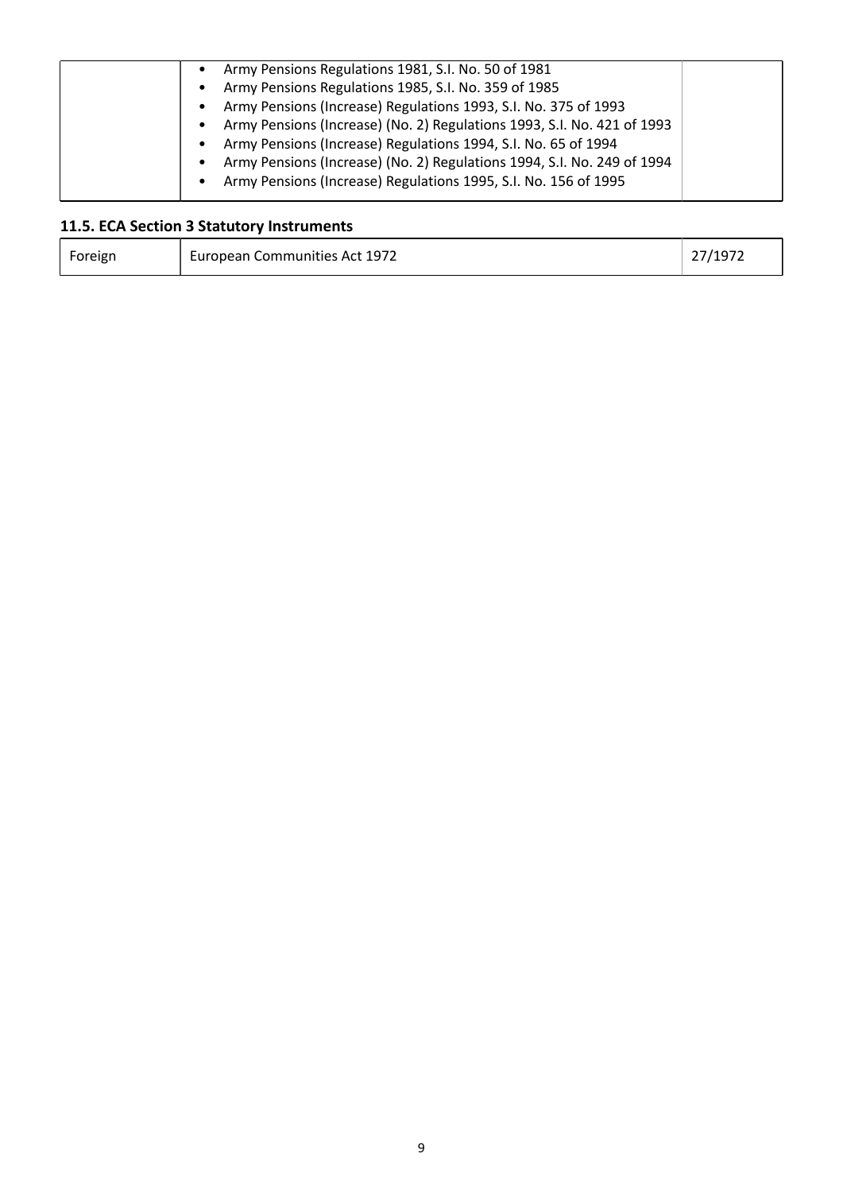| | | |
|---|---|---|
| | • Army Pensions Regulations 1981, S.I. No. 50 of 1981<br>• Army Pensions Regulations 1985, S.I. No. 359 of 1985<br>• Army Pensions (Increase) Regulations 1993, S.I. No. 375 of 1993<br>• Army Pensions (Increase) (No. 2) Regulations 1993, S.I. No. 421 of 1993<br>• Army Pensions (Increase) Regulations 1994, S.I. No. 65 of 1994<br>• Army Pensions (Increase) (No. 2) Regulations 1994, S.I. No. 249 of 1994<br>• Army Pensions (Increase) Regulations 1995, S.I. No. 156 of 1995 | |

### 11.5. ECA Section 3 Statutory Instruments

| | | |
|---|---|---|
| Foreign | European Communities Act 1972 | 27/1972 |